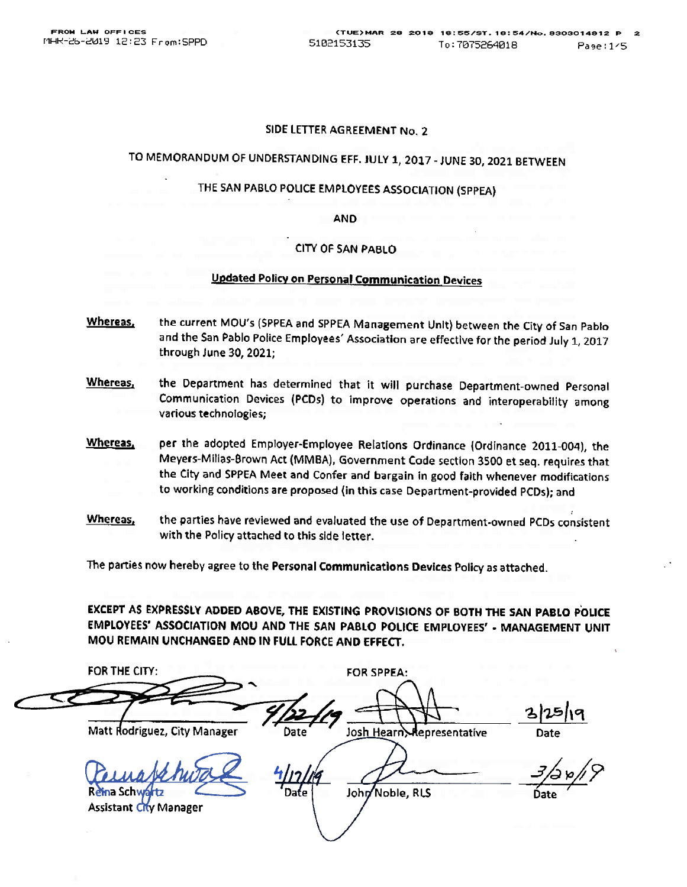SIDE LETTER AGREEMENT No. 2

TO MEMORANDUM OF UNDERSTANDING EFF. JULY 1, 2017 - JUNE 30, 2021 BETWEEN

THE SAN PABLO POLICE EMPLOYEES ASSOCIATION (SPPEA)

AND

CITY OF SAN PABLO

**Updated Policy on Personal Communication Devices**

**Whereas,** the current MOU's (SPPEA and SPPEA Management Unit) between the City of San Pablo and the San Pablo Police Employees' Association are effective for the period July 1, 2017 through June 30, 2021;

**Whereas,** the Department has determined that it will purchase Department-owned Personal Communication Devices (PCDs) to improve operations and interoperability among various technologies;

**Whereas,** per the adopted Employer-Employee Relations Ordinance (Ordinance 2011-004), the Meyers-Milias-Brown Act (MMBA), Government Code section 3500 et seq. requires that the City and SPPEA Meet and Confer and bargain in good faith whenever modifications to working conditions are proposed (in this case Department-provided PCDs); and

**Whereas,** the parties have reviewed and evaluated the use of Department-owned PCDs consistent with the Policy attached to this side letter.

The parties now hereby agree to the **Personal Communications Devices** Policy as attached.

**EXCEPT AS EXPRESSLY ADDED ABOVE, THE EXISTING PROVISIONS OF BOTH THE SAN PABLO POLICE EMPLOYEES' ASSOCIATION MOU AND THE SAN PABLO POLICE EMPLOYEES' - MANAGEMENT UNIT MOU REMAIN UNCHANGED AND IN FULL FORCE AND EFFECT.**

| FOR THE CITY: | | FOR SPPEA: | |
|---|---|---|---|
| Matt Rodriguez, City Manager | 4/22/19 Date | Josh Hearn, Representative | 3/25/19 Date |
| Reina Schwartz Assistant City Manager | 4/17/19 Date | John Noble, RLS | 3/20/19 Date |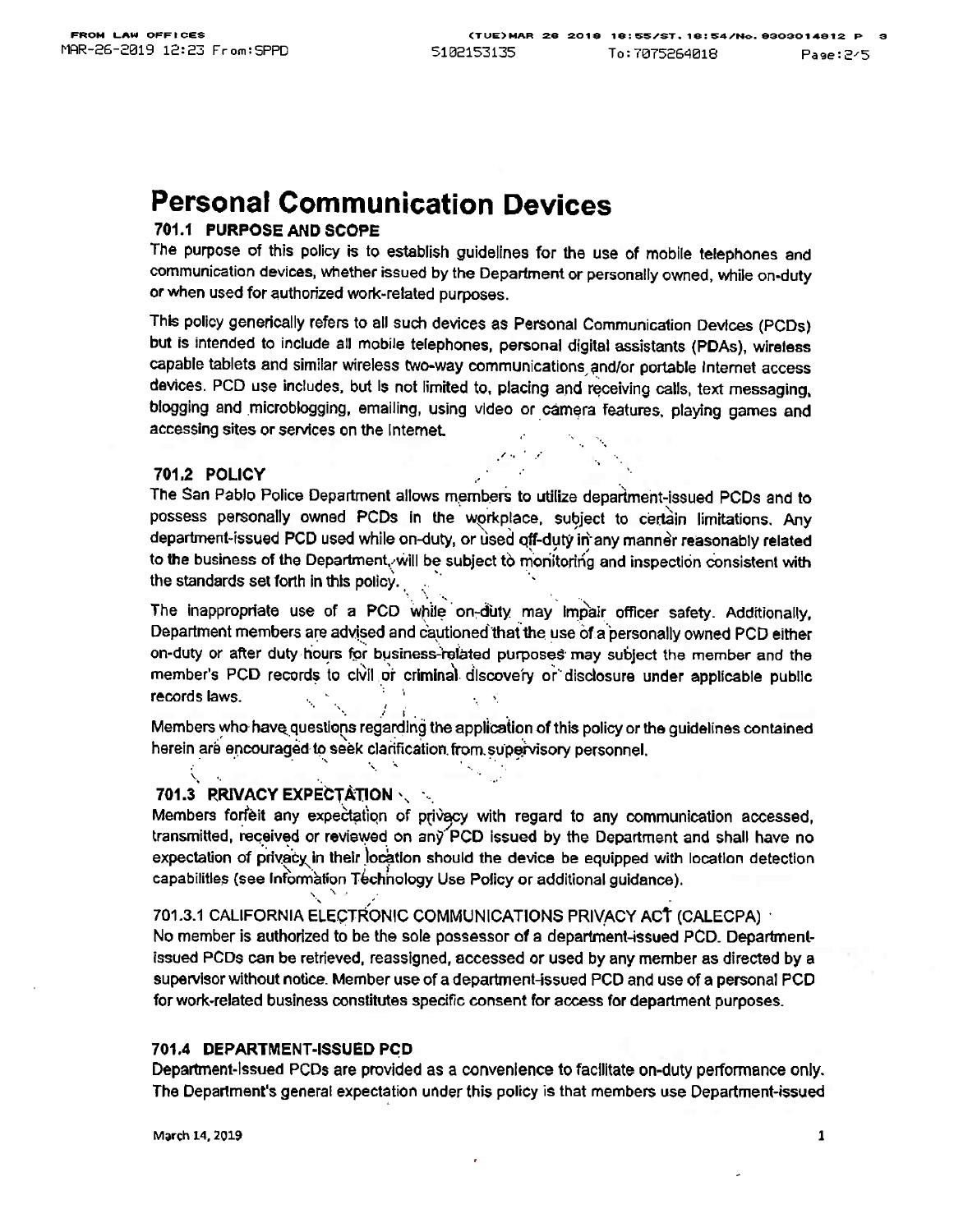// Personal Communication Devices

## 701.1 PURPOSE AND SCOPE

The purpose of this policy is to establish guidelines for the use of mobile telephones and communication devices, whether issued by the Department or personally owned, while on-duty or when used for authorized work-related purposes.

This policy generically refers to all such devices as Personal Communication Devices (PCDs) but is intended to include all mobile telephones, personal digital assistants (PDAs), wireless capable tablets and similar wireless two-way communications and/or portable Internet access devices. PCD use includes, but is not limited to, placing and receiving calls, text messaging, blogging and microblogging, emailing, using video or camera features, playing games and accessing sites or services on the Internet.

## 701.2 POLICY

The San Pablo Police Department allows members to utilize department-issued PCDs and to possess personally owned PCDs in the workplace, subject to certain limitations. Any department-issued PCD used while on-duty, or used off-duty in any manner reasonably related to the business of the Department, will be subject to monitoring and inspection consistent with the standards set forth in this policy.

The inappropriate use of a PCD while on-duty may impair officer safety. Additionally, Department members are advised and cautioned that the use of a personally owned PCD either on-duty or after duty hours for business-related purposes may subject the member and the member's PCD records to civil or criminal discovery or disclosure under applicable public records laws.

Members who have questions regarding the application of this policy or the guidelines contained herein are encouraged to seek clarification from supervisory personnel.

## 701.3 PRIVACY EXPECTATION

Members forfeit any expectation of privacy with regard to any communication accessed, transmitted, received or reviewed on any PCD issued by the Department and shall have no expectation of privacy in their location should the device be equipped with location detection capabilities (see Information Technology Use Policy or additional guidance).

### 701.3.1 CALIFORNIA ELECTRONIC COMMUNICATIONS PRIVACY ACT (CALECPA)

No member is authorized to be the sole possessor of a department-issued PCD. Department-issued PCDs can be retrieved, reassigned, accessed or used by any member as directed by a supervisor without notice. Member use of a department-issued PCD and use of a personal PCD for work-related business constitutes specific consent for access for department purposes.

## 701.4 DEPARTMENT-ISSUED PCD

Department-issued PCDs are provided as a convenience to facilitate on-duty performance only. The Department's general expectation under this policy is that members use Department-issued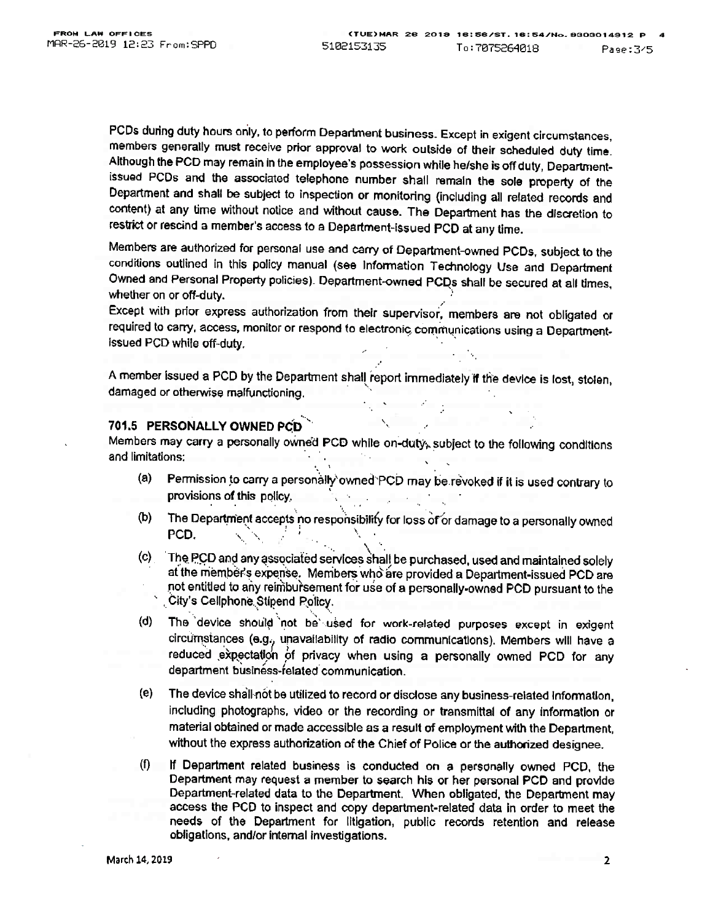PCDs during duty hours only, to perform Department business. Except in exigent circumstances, members generally must receive prior approval to work outside of their scheduled duty time. Although the PCD may remain in the employee's possession while he/she is off duty, Department-issued PCDs and the associated telephone number shall remain the sole property of the Department and shall be subject to inspection or monitoring (including all related records and content) at any time without notice and without cause. The Department has the discretion to restrict or rescind a member's access to a Department-issued PCD at any time.

Members are authorized for personal use and carry of Department-owned PCDs, subject to the conditions outlined in this policy manual (see Information Technology Use and Department Owned and Personal Property policies). Department-owned PCDs shall be secured at all times, whether on or off-duty.

Except with prior express authorization from their supervisor, members are not obligated or required to carry, access, monitor or respond to electronic communications using a Department-issued PCD while off-duty.

A member issued a PCD by the Department shall report immediately if the device is lost, stolen, damaged or otherwise malfunctioning.

### 701.5 PERSONALLY OWNED PCD

Members may carry a personally owned PCD while on-duty, subject to the following conditions and limitations:

(a) Permission to carry a personally owned PCD may be revoked if it is used contrary to provisions of this policy.

(b) The Department accepts no responsibility for loss of or damage to a personally owned PCD.

(c) The PCD and any associated services shall be purchased, used and maintained solely at the member's expense. Members who are provided a Department-issued PCD are not entitled to any reimbursement for use of a personally-owned PCD pursuant to the City's Cellphone Stipend Policy.

(d) The device should not be used for work-related purposes except in exigent circumstances (e.g., unavailability of radio communications). Members will have a reduced expectation of privacy when using a personally owned PCD for any department business-related communication.

(e) The device shall not be utilized to record or disclose any business-related information, including photographs, video or the recording or transmittal of any information or material obtained or made accessible as a result of employment with the Department, without the express authorization of the Chief of Police or the authorized designee.

(f) If Department related business is conducted on a personally owned PCD, the Department may request a member to search his or her personal PCD and provide Department-related data to the Department. When obligated, the Department may access the PCD to inspect and copy department-related data in order to meet the needs of the Department for litigation, public records retention and release obligations, and/or internal investigations.

March 14, 2019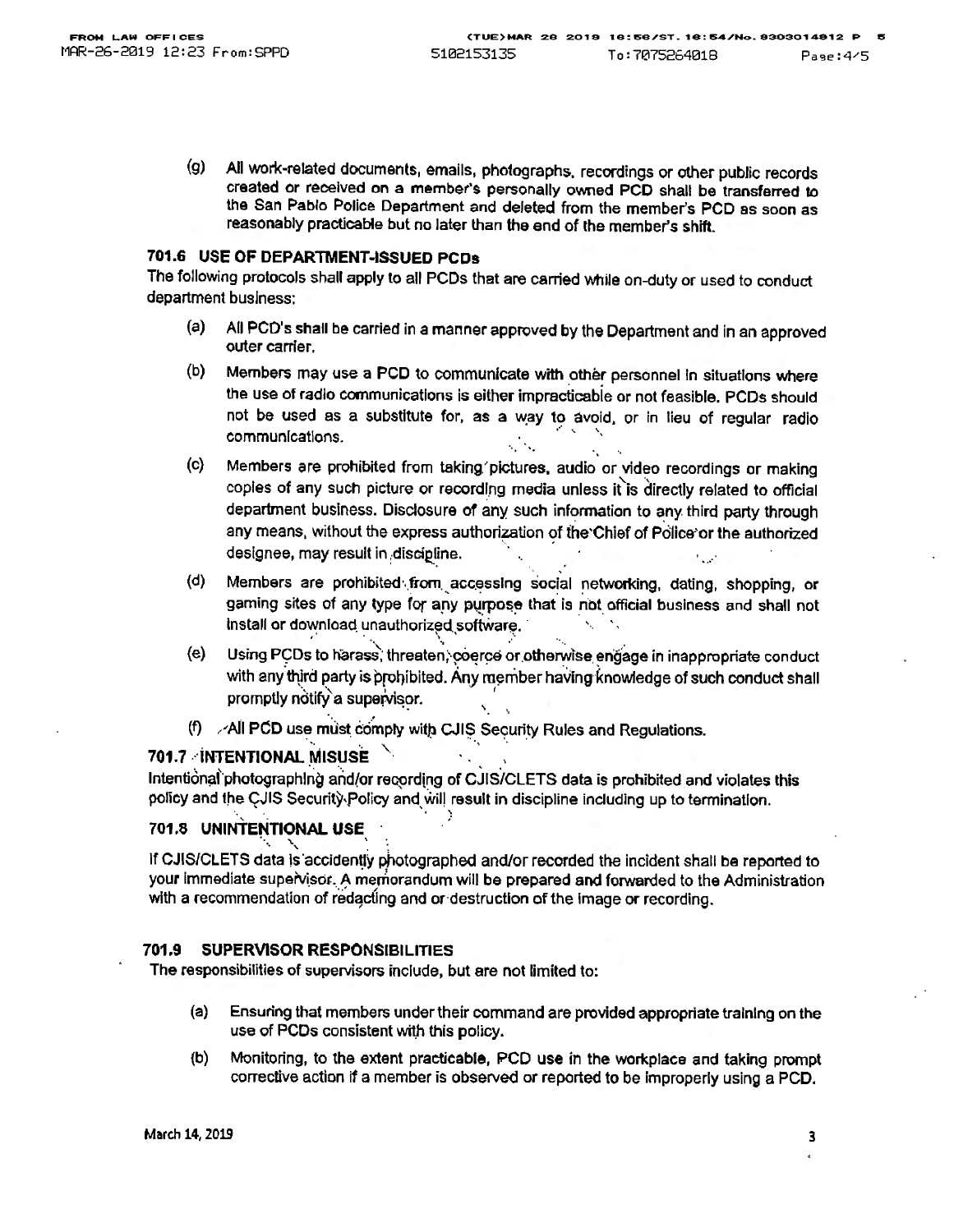(g) All work-related documents, emails, photographs, recordings or other public records created or received on a member's personally owned PCD shall be transferred to the San Pablo Police Department and deleted from the member's PCD as soon as reasonably practicable but no later than the end of the member's shift.

### 701.6 USE OF DEPARTMENT-ISSUED PCDs

The following protocols shall apply to all PCDs that are carried while on-duty or used to conduct department business:

(a) All PCD's shall be carried in a manner approved by the Department and in an approved outer carrier.

(b) Members may use a PCD to communicate with other personnel in situations where the use of radio communications is either impracticable or not feasible. PCDs should not be used as a substitute for, as a way to avoid, or in lieu of regular radio communications.

(c) Members are prohibited from taking pictures, audio or video recordings or making copies of any such picture or recording media unless it is directly related to official department business. Disclosure of any such information to any third party through any means, without the express authorization of the Chief of Police or the authorized designee, may result in discipline.

(d) Members are prohibited from accessing social networking, dating, shopping, or gaming sites of any type for any purpose that is not official business and shall not install or download unauthorized software.

(e) Using PCDs to harass, threaten, coerce or otherwise engage in inappropriate conduct with any third party is prohibited. Any member having knowledge of such conduct shall promptly notify a supervisor.

(f) All PCD use must comply with CJIS Security Rules and Regulations.

### 701.7 INTENTIONAL MISUSE

Intentional photographing and/or recording of CJIS/CLETS data is prohibited and violates this policy and the CJIS Security Policy and will result in discipline including up to termination.

### 701.8 UNINTENTIONAL USE

If CJIS/CLETS data is accidently photographed and/or recorded the incident shall be reported to your immediate supervisor. A memorandum will be prepared and forwarded to the Administration with a recommendation of redacting and or destruction of the image or recording.

### 701.9 SUPERVISOR RESPONSIBILITIES

The responsibilities of supervisors include, but are not limited to:

(a) Ensuring that members under their command are provided appropriate training on the use of PCDs consistent with this policy.

(b) Monitoring, to the extent practicable, PCD use in the workplace and taking prompt corrective action if a member is observed or reported to be improperly using a PCD.

March 14, 2019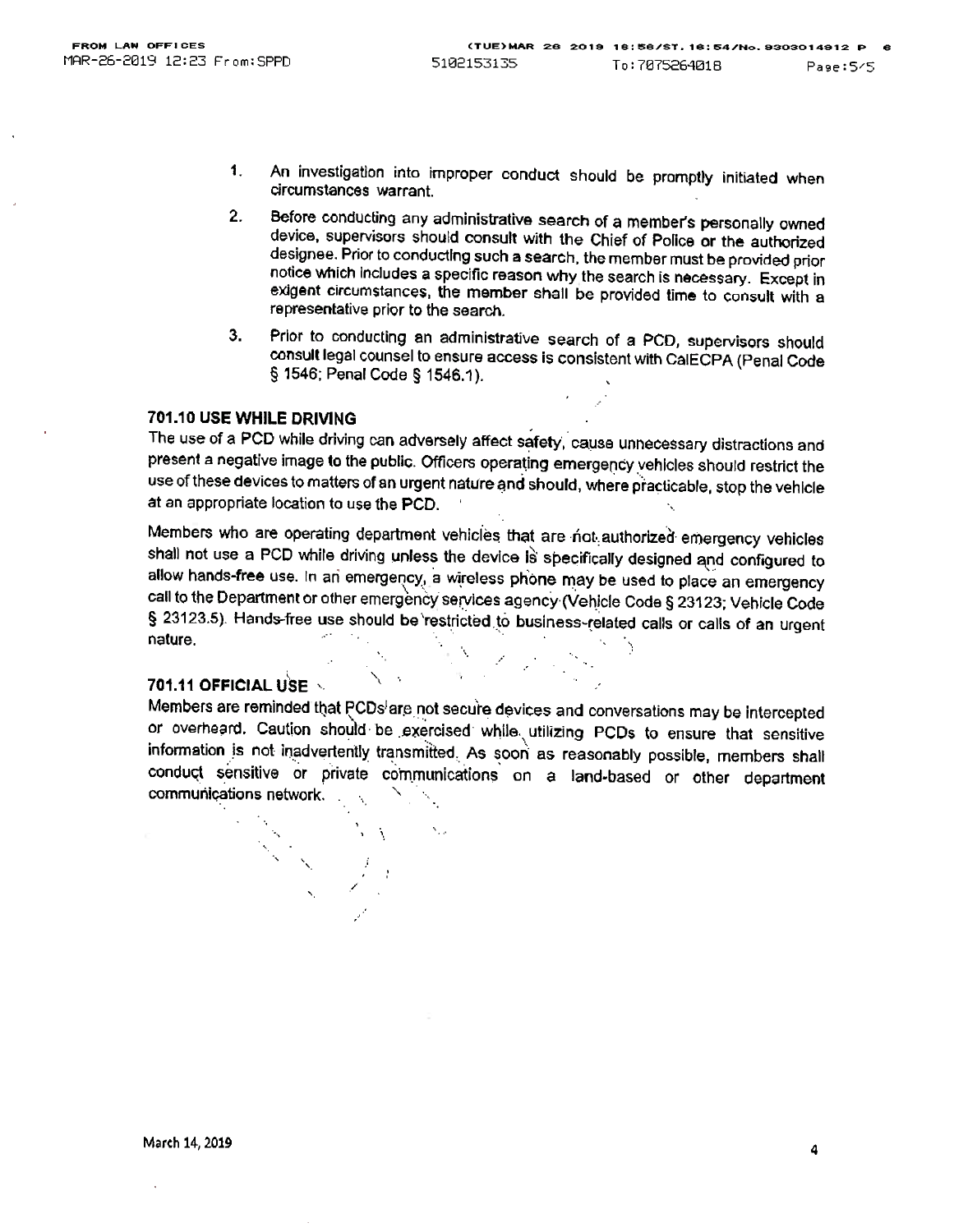1. An investigation into improper conduct should be promptly initiated when circumstances warrant.
2. Before conducting any administrative search of a member's personally owned device, supervisors should consult with the Chief of Police or the authorized designee. Prior to conducting such a search, the member must be provided prior notice which includes a specific reason why the search is necessary. Except in exigent circumstances, the member shall be provided time to consult with a representative prior to the search.
3. Prior to conducting an administrative search of a PCD, supervisors should consult legal counsel to ensure access is consistent with CalECPA (Penal Code § 1546; Penal Code § 1546.1).

### 701.10 USE WHILE DRIVING

The use of a PCD while driving can adversely affect safety, cause unnecessary distractions and present a negative image to the public. Officers operating emergency vehicles should restrict the use of these devices to matters of an urgent nature and should, where practicable, stop the vehicle at an appropriate location to use the PCD.

Members who are operating department vehicles that are not authorized emergency vehicles shall not use a PCD while driving unless the device is specifically designed and configured to allow hands-free use. In an emergency, a wireless phone may be used to place an emergency call to the Department or other emergency services agency (Vehicle Code § 23123; Vehicle Code § 23123.5). Hands-free use should be restricted to business-related calls or calls of an urgent nature.

### 701.11 OFFICIAL USE

Members are reminded that PCDs are not secure devices and conversations may be intercepted or overheard. Caution should be exercised while utilizing PCDs to ensure that sensitive information is not inadvertently transmitted. As soon as reasonably possible, members shall conduct sensitive or private communications on a land-based or other department communications network.

March 14, 2019